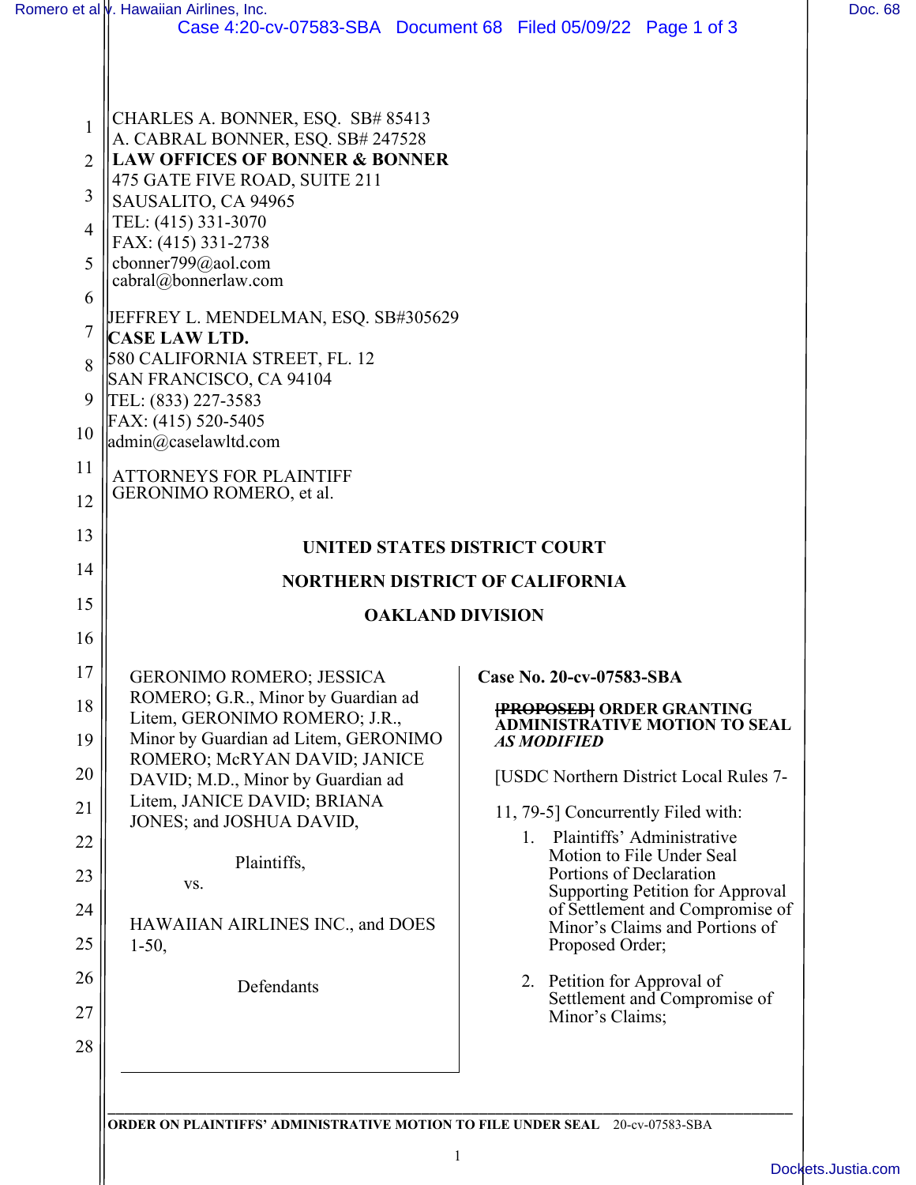CHARLES A. BONNER, ESQ. SB# 85413
A. CABRAL BONNER, ESQ. SB# 247528
**LAW OFFICES OF BONNER & BONNER**
475 GATE FIVE ROAD, SUITE 211
SAUSALITO, CA 94965
TEL: (415) 331-3070
FAX: (415) 331-2738
cbonner799@aol.com
cabral@bonnerlaw.com

JEFFREY L. MENDELMAN, ESQ. SB#305629
**CASE LAW LTD.**
580 CALIFORNIA STREET, FL. 12
SAN FRANCISCO, CA 94104
TEL: (833) 227-3583
FAX: (415) 520-5405
admin@caselawltd.com

ATTORNEYS FOR PLAINTIFF
GERONIMO ROMERO, et al.

**UNITED STATES DISTRICT COURT**

**NORTHERN DISTRICT OF CALIFORNIA**

**OAKLAND DIVISION**

GERONIMO ROMERO; JESSICA ROMERO; G.R., Minor by Guardian ad Litem, GERONIMO ROMERO; J.R., Minor by Guardian ad Litem, GERONIMO ROMERO; McRYAN DAVID; JANICE DAVID; M.D., Minor by Guardian ad Litem, JANICE DAVID; BRIANA JONES; and JOSHUA DAVID,

Plaintiffs,

vs.

HAWAIIAN AIRLINES INC., and DOES 1-50,

Defendants

**Case No. 20-cv-07583-SBA**

**~~[PROPOSED]~~ ORDER GRANTING ADMINISTRATIVE MOTION TO SEAL *AS MODIFIED***

[USDC Northern District Local Rules 7-11, 79-5] Concurrently Filed with:

1. Plaintiffs' Administrative Motion to File Under Seal Portions of Declaration Supporting Petition for Approval of Settlement and Compromise of Minor's Claims and Portions of Proposed Order;
2. Petition for Approval of Settlement and Compromise of Minor's Claims;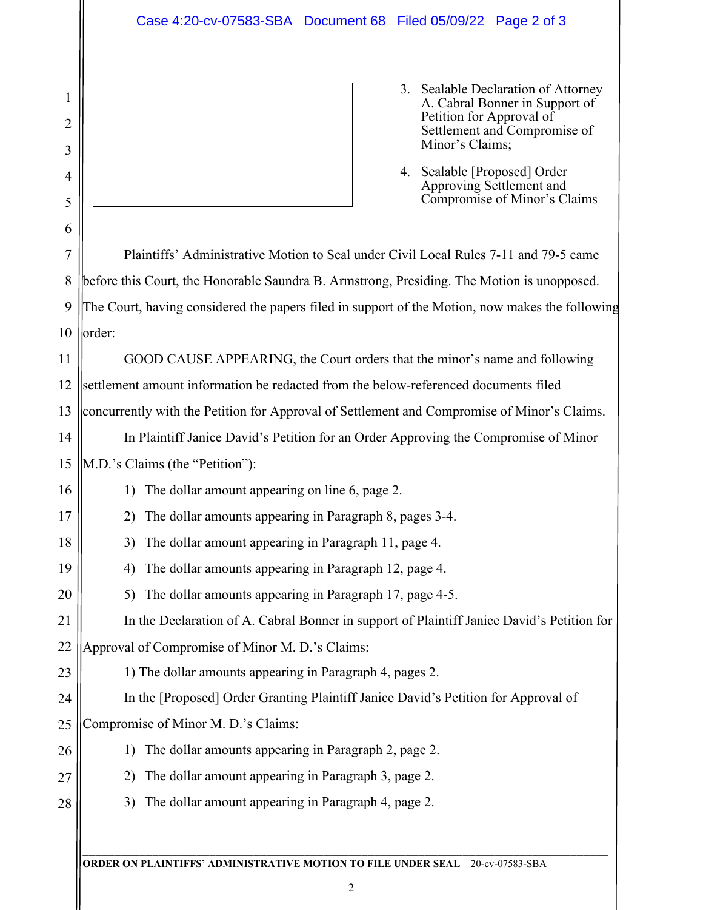3. Sealable Declaration of Attorney A. Cabral Bonner in Support of Petition for Approval of Settlement and Compromise of Minor's Claims;

4. Sealable [Proposed] Order Approving Settlement and Compromise of Minor's Claims

Plaintiffs' Administrative Motion to Seal under Civil Local Rules 7-11 and 79-5 came before this Court, the Honorable Saundra B. Armstrong, Presiding. The Motion is unopposed. The Court, having considered the papers filed in support of the Motion, now makes the following order:

GOOD CAUSE APPEARING, the Court orders that the minor's name and following settlement amount information be redacted from the below-referenced documents filed concurrently with the Petition for Approval of Settlement and Compromise of Minor's Claims.

In Plaintiff Janice David's Petition for an Order Approving the Compromise of Minor M.D.'s Claims (the "Petition"):

1) The dollar amount appearing on line 6, page 2.
2) The dollar amounts appearing in Paragraph 8, pages 3-4.
3) The dollar amount appearing in Paragraph 11, page 4.
4) The dollar amounts appearing in Paragraph 12, page 4.
5) The dollar amounts appearing in Paragraph 17, page 4-5.

In the Declaration of A. Cabral Bonner in support of Plaintiff Janice David's Petition for Approval of Compromise of Minor M. D.'s Claims:

1) The dollar amounts appearing in Paragraph 4, pages 2.

In the [Proposed] Order Granting Plaintiff Janice David's Petition for Approval of Compromise of Minor M. D.'s Claims:

1) The dollar amounts appearing in Paragraph 2, page 2.
2) The dollar amount appearing in Paragraph 3, page 2.
3) The dollar amount appearing in Paragraph 4, page 2.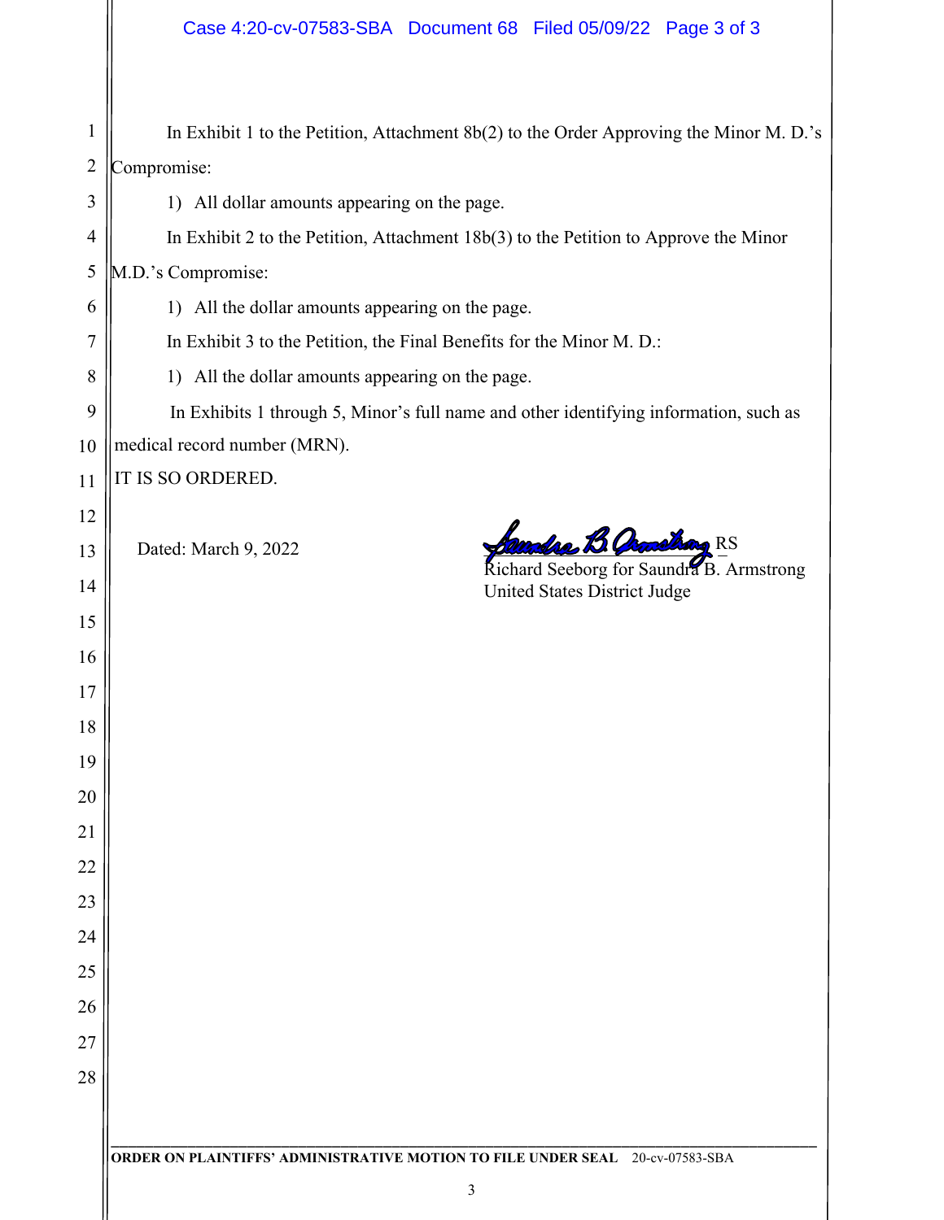In Exhibit 1 to the Petition, Attachment 8b(2) to the Order Approving the Minor M. D.'s Compromise:

1) All dollar amounts appearing on the page.

In Exhibit 2 to the Petition, Attachment 18b(3) to the Petition to Approve the Minor M.D.'s Compromise:

1) All the dollar amounts appearing on the page.

In Exhibit 3 to the Petition, the Final Benefits for the Minor M. D.:

1) All the dollar amounts appearing on the page.

In Exhibits 1 through 5, Minor's full name and other identifying information, such as medical record number (MRN).

IT IS SO ORDERED.

Dated: March 9, 2022

RS
Richard Seeborg for Saundra B. Armstrong
United States District Judge

**ORDER ON PLAINTIFFS' ADMINISTRATIVE MOTION TO FILE UNDER SEAL** 20-cv-07583-SBA